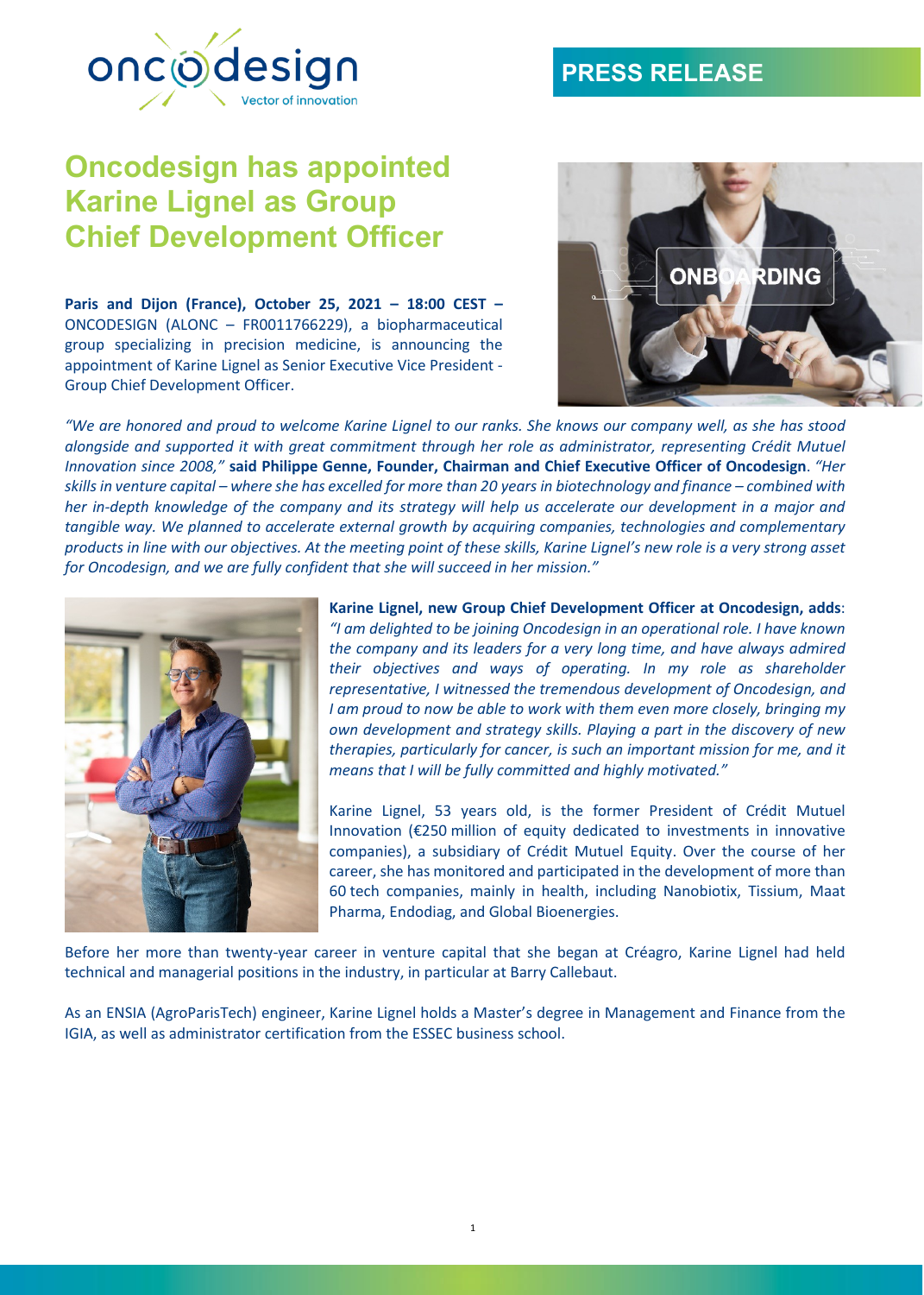PRESS RELEASE

# Oncodesign has appointed Karine Lignel as Group Chief Development Officer

**Paris and Dijon (France), October 25, 2021 – 18:00 CEST –** ONCODESIGN (ALONC – FR0011766229), a biopharmaceutical group specializing in precision medicine, is announcing the appointment of Karine Lignel as Senior Executive Vice President - Group Chief Development Officer.

*"We are honored and proud to welcome Karine Lignel to our ranks. She knows our company well, as she has stood alongside and supported it with great commitment through her role as administrator, representing Crédit Mutuel Innovation since 2008,"* **said Philippe Genne, Founder, Chairman and Chief Executive Officer of Oncodesign**. *"Her skills in venture capital – where she has excelled for more than 20 years in biotechnology and finance – combined with her in-depth knowledge of the company and its strategy will help us accelerate our development in a major and tangible way. We planned to accelerate external growth by acquiring companies, technologies and complementary products in line with our objectives. At the meeting point of these skills, Karine Lignel's new role is a very strong asset for Oncodesign, and we are fully confident that she will succeed in her mission."*

**Karine Lignel, new Group Chief Development Officer at Oncodesign, adds**: *"I am delighted to be joining Oncodesign in an operational role. I have known the company and its leaders for a very long time, and have always admired their objectives and ways of operating. In my role as shareholder representative, I witnessed the tremendous development of Oncodesign, and I am proud to now be able to work with them even more closely, bringing my own development and strategy skills. Playing a part in the discovery of new therapies, particularly for cancer, is such an important mission for me, and it means that I will be fully committed and highly motivated."*

Karine Lignel, 53 years old, is the former President of Crédit Mutuel Innovation (€250 million of equity dedicated to investments in innovative companies), a subsidiary of Crédit Mutuel Equity. Over the course of her career, she has monitored and participated in the development of more than 60 tech companies, mainly in health, including Nanobiotix, Tissium, Maat Pharma, Endodiag, and Global Bioenergies.

Before her more than twenty-year career in venture capital that she began at Créagro, Karine Lignel had held technical and managerial positions in the industry, in particular at Barry Callebaut.

As an ENSIA (AgroParisTech) engineer, Karine Lignel holds a Master's degree in Management and Finance from the IGIA, as well as administrator certification from the ESSEC business school.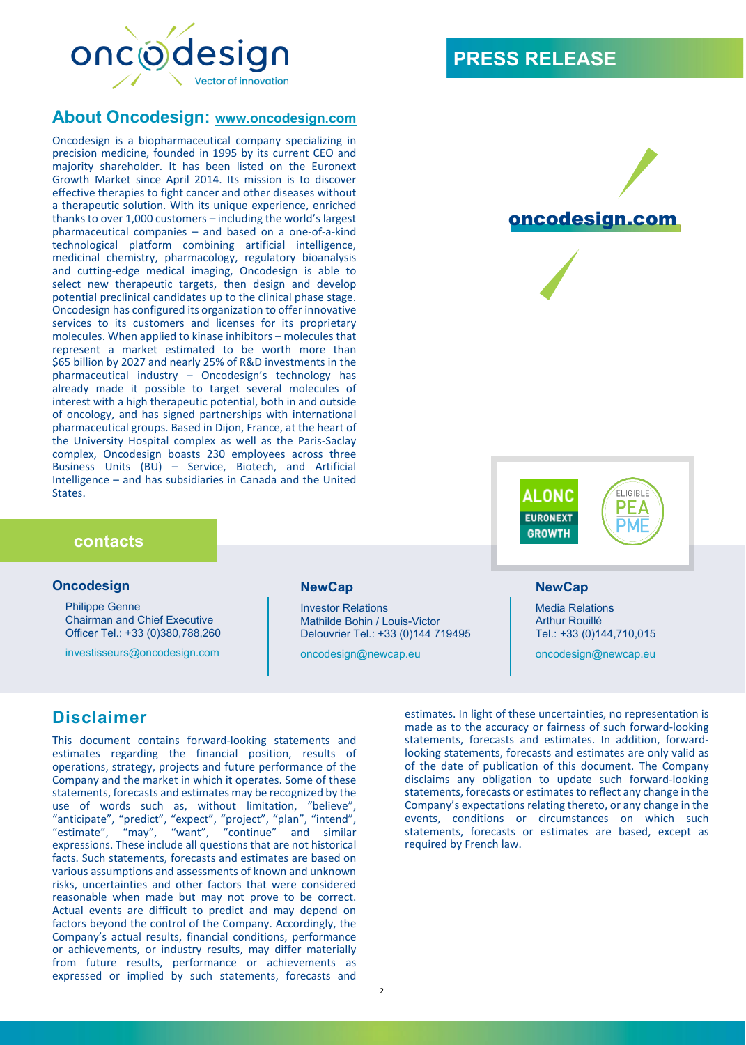PRESS RELEASE

## About Oncodesign: www.oncodesign.com

Oncodesign is a biopharmaceutical company specializing in precision medicine, founded in 1995 by its current CEO and majority shareholder. It has been listed on the Euronext Growth Market since April 2014. Its mission is to discover effective therapies to fight cancer and other diseases without a therapeutic solution. With its unique experience, enriched thanks to over 1,000 customers – including the world's largest pharmaceutical companies – and based on a one-of-a-kind technological platform combining artificial intelligence, medicinal chemistry, pharmacology, regulatory bioanalysis and cutting-edge medical imaging, Oncodesign is able to select new therapeutic targets, then design and develop potential preclinical candidates up to the clinical phase stage. Oncodesign has configured its organization to offer innovative services to its customers and licenses for its proprietary molecules. When applied to kinase inhibitors – molecules that represent a market estimated to be worth more than $65 billion by 2027 and nearly 25% of R&D investments in the pharmaceutical industry – Oncodesign's technology has already made it possible to target several molecules of interest with a high therapeutic potential, both in and outside of oncology, and has signed partnerships with international pharmaceutical groups. Based in Dijon, France, at the heart of the University Hospital complex as well as the Paris-Saclay complex, Oncodesign boasts 230 employees across three Business Units (BU) – Service, Biotech, and Artificial Intelligence – and has subsidiaries in Canada and the United States.

oncodesign.com

ALONC EURONEXT GROWTH

ELIGIBLE PEA PME

## contacts

**Oncodesign**
Philippe Genne
Chairman and Chief Executive Officer Tel.: +33 (0)380,788,260
investisseurs@oncodesign.com

**NewCap**
Investor Relations
Mathilde Bohin / Louis-Victor Delouvrier Tel.: +33 (0)144 719495
oncodesign@newcap.eu

**NewCap**
Media Relations
Arthur Rouillé
Tel.: +33 (0)144,710,015
oncodesign@newcap.eu

## Disclaimer

This document contains forward-looking statements and estimates regarding the financial position, results of operations, strategy, projects and future performance of the Company and the market in which it operates. Some of these statements, forecasts and estimates may be recognized by the use of words such as, without limitation, "believe", "anticipate", "predict", "expect", "project", "plan", "intend", "estimate", "may", "want", "continue" and similar expressions. These include all questions that are not historical facts. Such statements, forecasts and estimates are based on various assumptions and assessments of known and unknown risks, uncertainties and other factors that were considered reasonable when made but may not prove to be correct. Actual events are difficult to predict and may depend on factors beyond the control of the Company. Accordingly, the Company's actual results, financial conditions, performance or achievements, or industry results, may differ materially from future results, performance or achievements as expressed or implied by such statements, forecasts and estimates. In light of these uncertainties, no representation is made as to the accuracy or fairness of such forward-looking statements, forecasts and estimates. In addition, forward-looking statements, forecasts and estimates are only valid as of the date of publication of this document. The Company disclaims any obligation to update such forward-looking statements, forecasts or estimates to reflect any change in the Company's expectations relating thereto, or any change in the events, conditions or circumstances on which such statements, forecasts or estimates are based, except as required by French law.